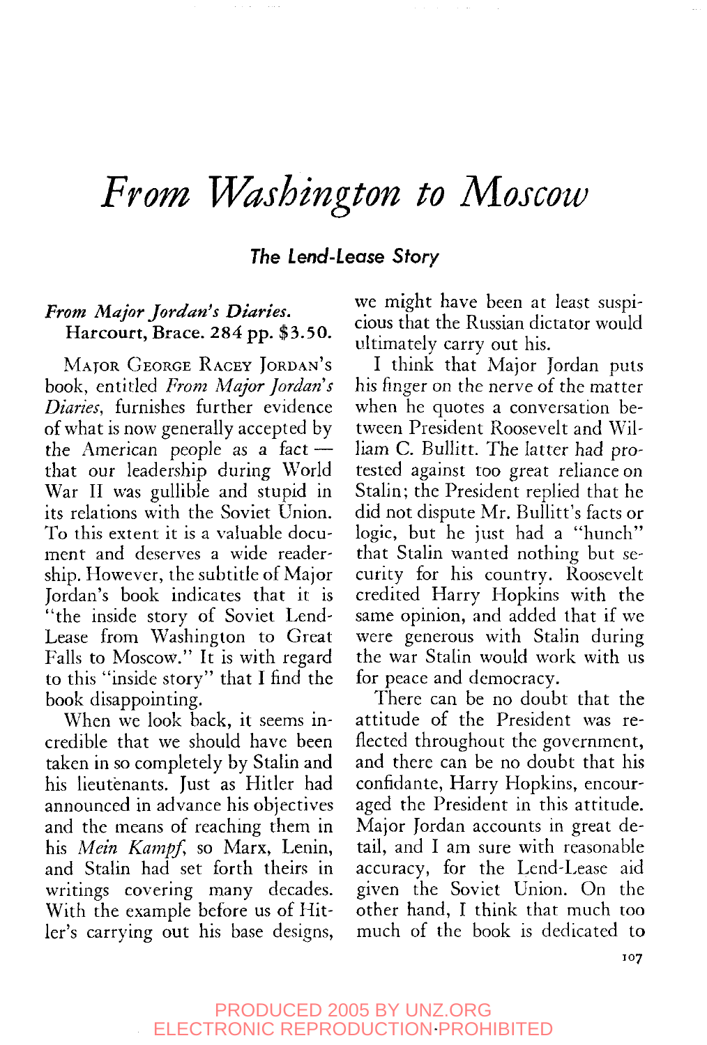# *From Washington to Moscow*

### *The Lend-Lease Story*

***From Major Jordan's Diaries.*** **Harcourt, Brace. 284 pp. $3.50.**

MAJOR GEORGE RACEY JORDAN'S book, entitled *From Major Jordan's Diaries,* furnishes further evidence of what is now generally accepted by the American people as a fact — that our leadership during World War II was gullible and stupid in its relations with the Soviet Union. To this extent it is a valuable document and deserves a wide readership. However, the subtitle of Major Jordan's book indicates that it is "the inside story of Soviet Lend-Lease from Washington to Great Falls to Moscow." It is with regard to this "inside story" that I find the book disappointing.

When we look back, it seems incredible that we should have been taken in so completely by Stalin and his lieutenants. Just as Hitler had announced in advance his objectives and the means of reaching them in his *Mein Kampf,* so Marx, Lenin, and Stalin had set forth theirs in writings covering many decades. With the example before us of Hitler's carrying out his base designs, we might have been at least suspicious that the Russian dictator would ultimately carry out his.

I think that Major Jordan puts his finger on the nerve of the matter when he quotes a conversation between President Roosevelt and William C. Bullitt. The latter had protested against too great reliance on Stalin; the President replied that he did not dispute Mr. Bullitt's facts or logic, but he just had a "hunch" that Stalin wanted nothing but security for his country. Roosevelt credited Harry Hopkins with the same opinion, and added that if we were generous with Stalin during the war Stalin would work with us for peace and democracy.

There can be no doubt that the attitude of the President was reflected throughout the government, and there can be no doubt that his confidante, Harry Hopkins, encouraged the President in this attitude. Major Jordan accounts in great detail, and I am sure with reasonable accuracy, for the Lend-Lease aid given the Soviet Union. On the other hand, I think that much too much of the book is dedicated to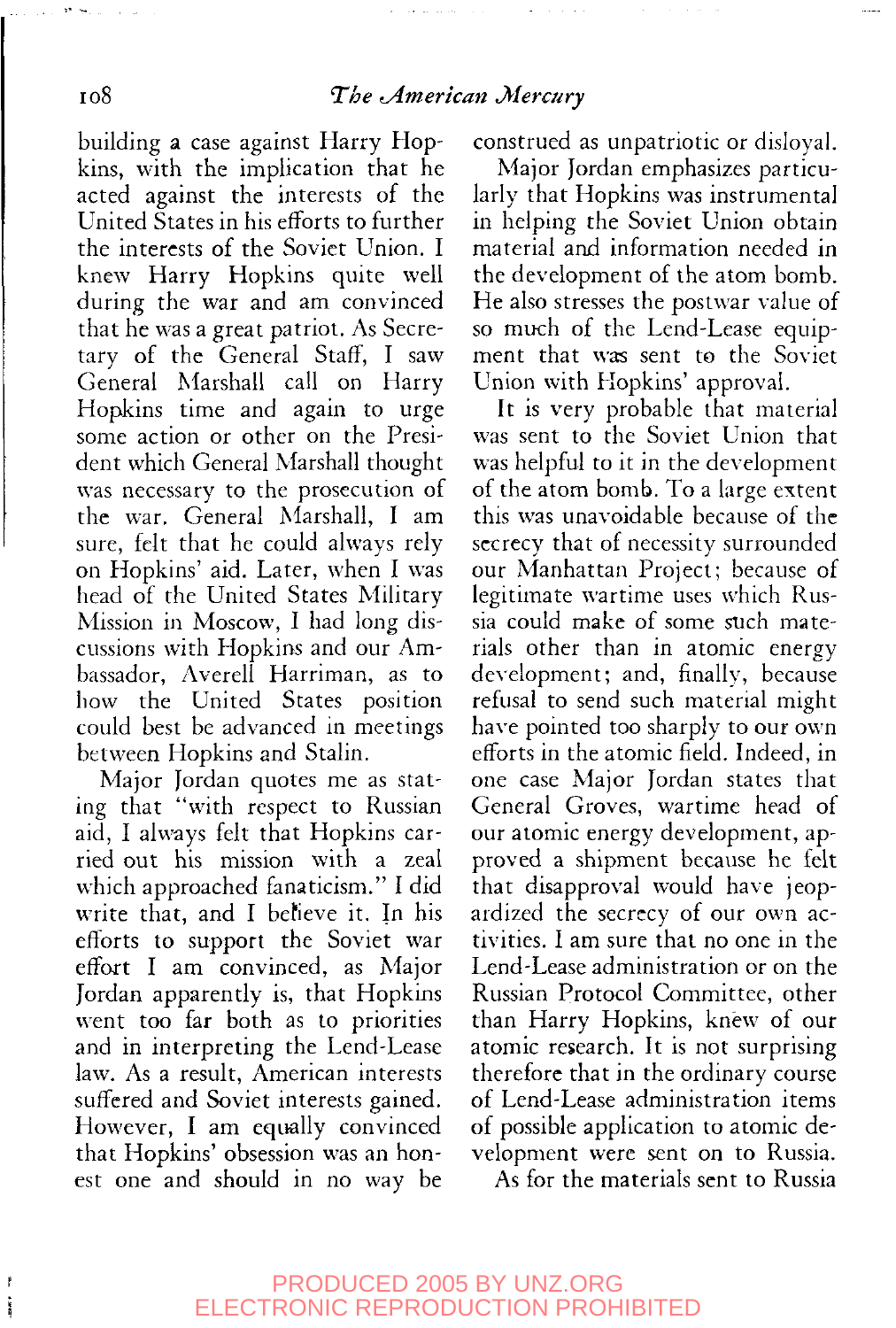building a case against Harry Hopkins, with the implication that he acted against the interests of the United States in his efforts to further the interests of the Soviet Union. I knew Harry Hopkins quite well during the war and am convinced that he was a great patriot. As Secretary of the General Staff, I saw General Marshall call on Harry Hopkins time and again to urge some action or other on the President which General Marshall thought was necessary to the prosecution of the war. General Marshall, I am sure, felt that he could always rely on Hopkins' aid. Later, when I was head of the United States Military Mission in Moscow, I had long discussions with Hopkins and our Ambassador, Averell Harriman, as to how the United States position could best be advanced in meetings between Hopkins and Stalin.

Major Jordan quotes me as stating that "with respect to Russian aid, I always felt that Hopkins carried out his mission with a zeal which approached fanaticism." I did write that, and I believe it. In his efforts to support the Soviet war effort I am convinced, as Major Jordan apparently is, that Hopkins went too far both as to priorities and in interpreting the Lend-Lease law. As a result, American interests suffered and Soviet interests gained. However, I am equally convinced that Hopkins' obsession was an honest one and should in no way be construed as unpatriotic or disloyal.

Major Jordan emphasizes particularly that Hopkins was instrumental in helping the Soviet Union obtain material and information needed in the development of the atom bomb. He also stresses the postwar value of so much of the Lend-Lease equipment that was sent to the Soviet Union with Hopkins' approval.

It is very probable that material was sent to the Soviet Union that was helpful to it in the development of the atom bomb. To a large extent this was unavoidable because of the secrecy that of necessity surrounded our Manhattan Project; because of legitimate wartime uses which Russia could make of some such materials other than in atomic energy development; and, finally, because refusal to send such material might have pointed too sharply to our own efforts in the atomic field. Indeed, in one case Major Jordan states that General Groves, wartime head of our atomic energy development, approved a shipment because he felt that disapproval would have jeopardized the secrecy of our own activities. I am sure that no one in the Lend-Lease administration or on the Russian Protocol Committee, other than Harry Hopkins, knew of our atomic research. It is not surprising therefore that in the ordinary course of Lend-Lease administration items of possible application to atomic development were sent on to Russia.

As for the materials sent to Russia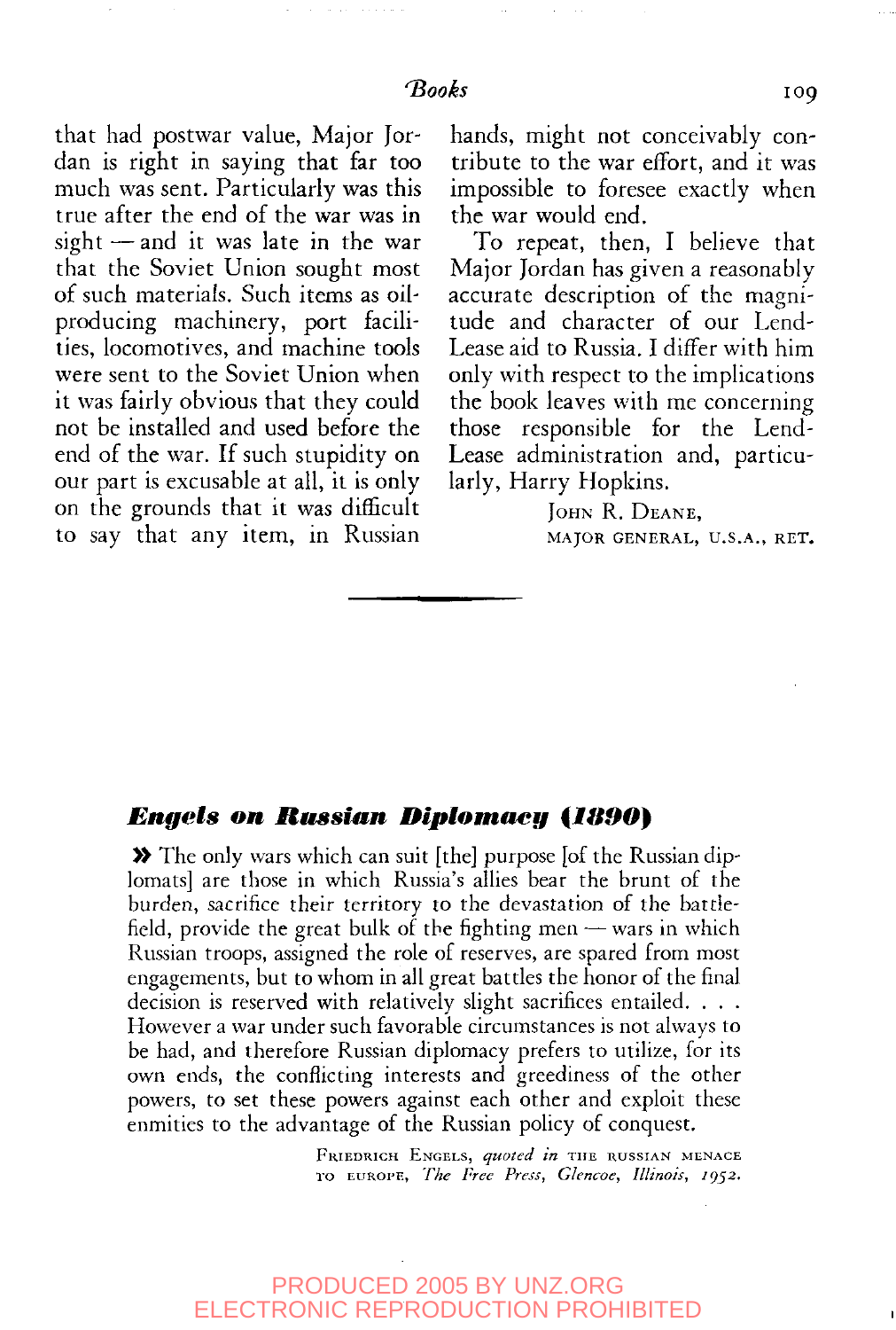that had postwar value, Major Jordan is right in saying that far too much was sent. Particularly was this true after the end of the war was in sight — and it was late in the war that the Soviet Union sought most of such materials. Such items as oil-producing machinery, port facilities, locomotives, and machine tools were sent to the Soviet Union when it was fairly obvious that they could not be installed and used before the end of the war. If such stupidity on our part is excusable at all, it is only on the grounds that it was difficult to say that any item, in Russian hands, might not conceivably contribute to the war effort, and it was impossible to foresee exactly when the war would end.

To repeat, then, I believe that Major Jordan has given a reasonably accurate description of the magnitude and character of our Lend-Lease aid to Russia. I differ with him only with respect to the implications the book leaves with me concerning those responsible for the Lend-Lease administration and, particularly, Harry Hopkins.

JOHN R. DEANE,
MAJOR GENERAL, U.S.A., RET.

---

## *Engels on Russian Diplomacy (1890)*

» The only wars which can suit [the] purpose [of the Russian diplomats] are those in which Russia's allies bear the brunt of the burden, sacrifice their territory to the devastation of the battlefield, provide the great bulk of the fighting men — wars in which Russian troops, assigned the role of reserves, are spared from most engagements, but to whom in all great battles the honor of the final decision is reserved with relatively slight sacrifices entailed. . . . However a war under such favorable circumstances is not always to be had, and therefore Russian diplomacy prefers to utilize, for its own ends, the conflicting interests and greediness of the other powers, to set these powers against each other and exploit these enmities to the advantage of the Russian policy of conquest.

FRIEDRICH ENGELS, *quoted in* THE RUSSIAN MENACE TO EUROPE, *The Free Press, Glencoe, Illinois, 1952.*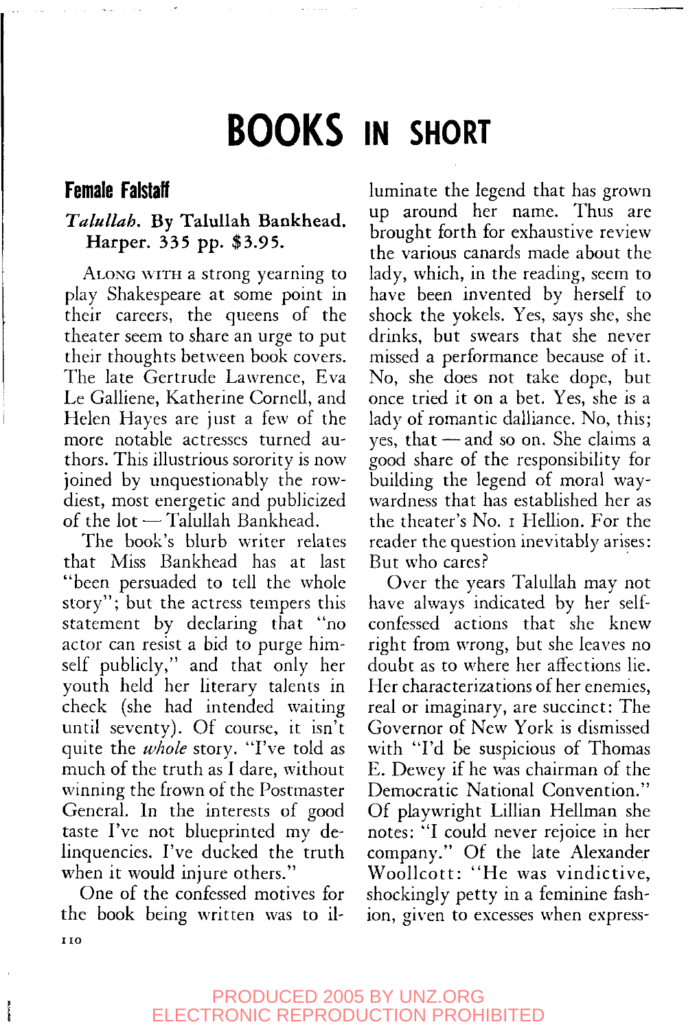# BOOKS IN SHORT

## Female Falstaff

### *Talullah.* By Talullah Bankhead. Harper. 335 pp. $3.95.

ALONG WITH a strong yearning to play Shakespeare at some point in their careers, the queens of the theater seem to share an urge to put their thoughts between book covers. The late Gertrude Lawrence, Eva Le Galliene, Katherine Cornell, and Helen Hayes are just a few of the more notable actresses turned authors. This illustrious sorority is now joined by unquestionably the rowdiest, most energetic and publicized of the lot — Talullah Bankhead.

The book's blurb writer relates that Miss Bankhead has at last "been persuaded to tell the whole story"; but the actress tempers this statement by declaring that "no actor can resist a bid to purge himself publicly," and that only her youth held her literary talents in check (she had intended waiting until seventy). Of course, it isn't quite the *whole* story. "I've told as much of the truth as I dare, without winning the frown of the Postmaster General. In the interests of good taste I've not blueprinted my delinquencies. I've ducked the truth when it would injure others."

One of the confessed motives for the book being written was to illuminate the legend that has grown up around her name. Thus are brought forth for exhaustive review the various canards made about the lady, which, in the reading, seem to have been invented by herself to shock the yokels. Yes, says she, she drinks, but swears that she never missed a performance because of it. No, she does not take dope, but once tried it on a bet. Yes, she is a lady of romantic dalliance. No, this; yes, that — and so on. She claims a good share of the responsibility for building the legend of moral waywardness that has established her as the theater's No. 1 Hellion. For the reader the question inevitably arises: But who cares?

Over the years Talullah may not have always indicated by her self-confessed actions that she knew right from wrong, but she leaves no doubt as to where her affections lie. Her characterizations of her enemies, real or imaginary, are succinct: The Governor of New York is dismissed with "I'd be suspicious of Thomas E. Dewey if he was chairman of the Democratic National Convention." Of playwright Lillian Hellman she notes: "I could never rejoice in her company." Of the late Alexander Woollcott: "He was vindictive, shockingly petty in a feminine fashion, given to excesses when express-